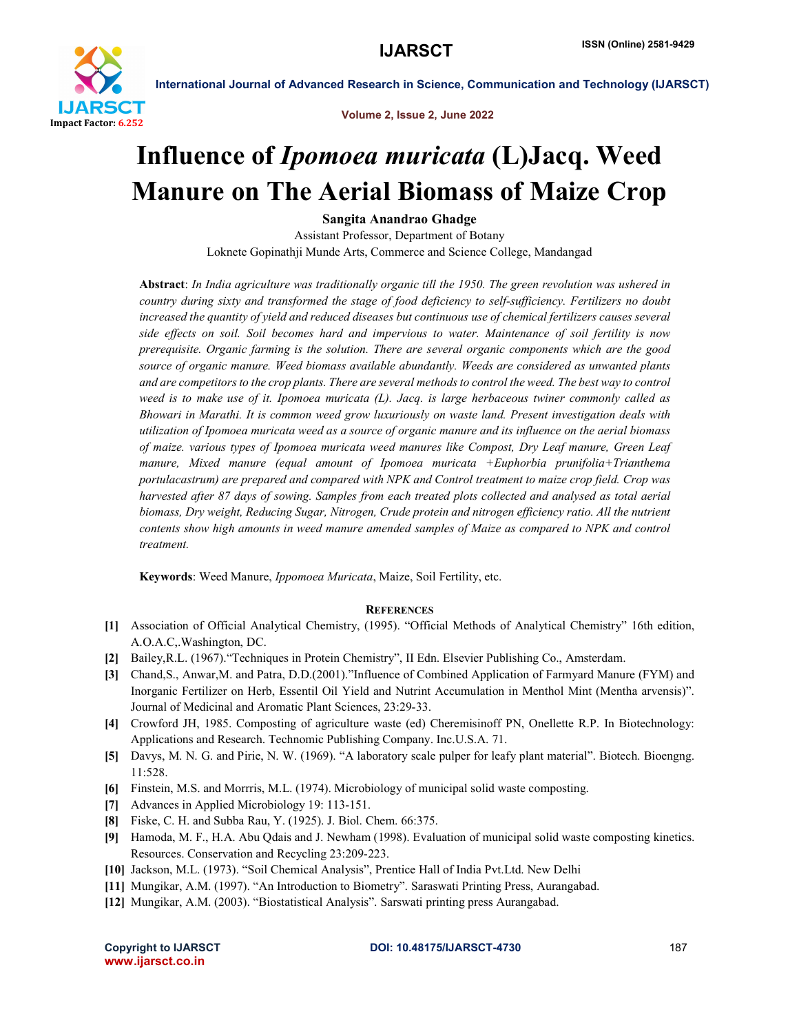# Influence of *Ipomoea muricata* (L)Jacq. Weed Manure on The Aerial Biomass of Maize Crop

**Sangita Anandrao Ghadge**

Assistant Professor, Department of Botany

Loknete Gopinathji Munde Arts, Commerce and Science College, Mandangad

**Abstract**: *In India agriculture was traditionally organic till the 1950. The green revolution was ushered in country during sixty and transformed the stage of food deficiency to self-sufficiency. Fertilizers no doubt increased the quantity of yield and reduced diseases but continuous use of chemical fertilizers causes several side effects on soil. Soil becomes hard and impervious to water. Maintenance of soil fertility is now prerequisite. Organic farming is the solution. There are several organic components which are the good source of organic manure. Weed biomass available abundantly. Weeds are considered as unwanted plants and are competitors to the crop plants. There are several methods to control the weed. The best way to control weed is to make use of it. Ipomoea muricata (L). Jacq. is large herbaceous twiner commonly called as Bhowari in Marathi. It is common weed grow luxuriously on waste land. Present investigation deals with utilization of Ipomoea muricata weed as a source of organic manure and its influence on the aerial biomass of maize. various types of Ipomoea muricata weed manures like Compost, Dry Leaf manure, Green Leaf manure, Mixed manure (equal amount of Ipomoea muricata +Euphorbia prunifolia+Trianthema portulacastrum) are prepared and compared with NPK and Control treatment to maize crop field. Crop was harvested after 87 days of sowing. Samples from each treated plots collected and analysed as total aerial biomass, Dry weight, Reducing Sugar, Nitrogen, Crude protein and nitrogen efficiency ratio. All the nutrient contents show high amounts in weed manure amended samples of Maize as compared to NPK and control treatment.*

**Keywords**: Weed Manure, *Ippomoea Muricata*, Maize, Soil Fertility, etc.

## REFERENCES

[1] Association of Official Analytical Chemistry, (1995). "Official Methods of Analytical Chemistry" 16th edition, A.O.A.C,.Washington, DC.

[2] Bailey,R.L. (1967)."Techniques in Protein Chemistry", II Edn. Elsevier Publishing Co., Amsterdam.

[3] Chand,S., Anwar,M. and Patra, D.D.(2001)."Influence of Combined Application of Farmyard Manure (FYM) and Inorganic Fertilizer on Herb, Essentil Oil Yield and Nutrint Accumulation in Menthol Mint (Mentha arvensis)". Journal of Medicinal and Aromatic Plant Sciences, 23:29-33.

[4] Crowford JH, 1985. Composting of agriculture waste (ed) Cheremisinoff PN, Onellette R.P. In Biotechnology: Applications and Research. Technomic Publishing Company. Inc.U.S.A. 71.

[5] Davys, M. N. G. and Pirie, N. W. (1969). "A laboratory scale pulper for leafy plant material". Biotech. Bioengng. 11:528.

[6] Finstein, M.S. and Morrris, M.L. (1974). Microbiology of municipal solid waste composting.

[7] Advances in Applied Microbiology 19: 113-151.

[8] Fiske, C. H. and Subba Rau, Y. (1925). J. Biol. Chem. 66:375.

[9] Hamoda, M. F., H.A. Abu Qdais and J. Newham (1998). Evaluation of municipal solid waste composting kinetics. Resources. Conservation and Recycling 23:209-223.

[10] Jackson, M.L. (1973). "Soil Chemical Analysis", Prentice Hall of India Pvt.Ltd. New Delhi

[11] Mungikar, A.M. (1997). "An Introduction to Biometry". Saraswati Printing Press, Aurangabad.

[12] Mungikar, A.M. (2003). "Biostatistical Analysis". Sarswati printing press Aurangabad.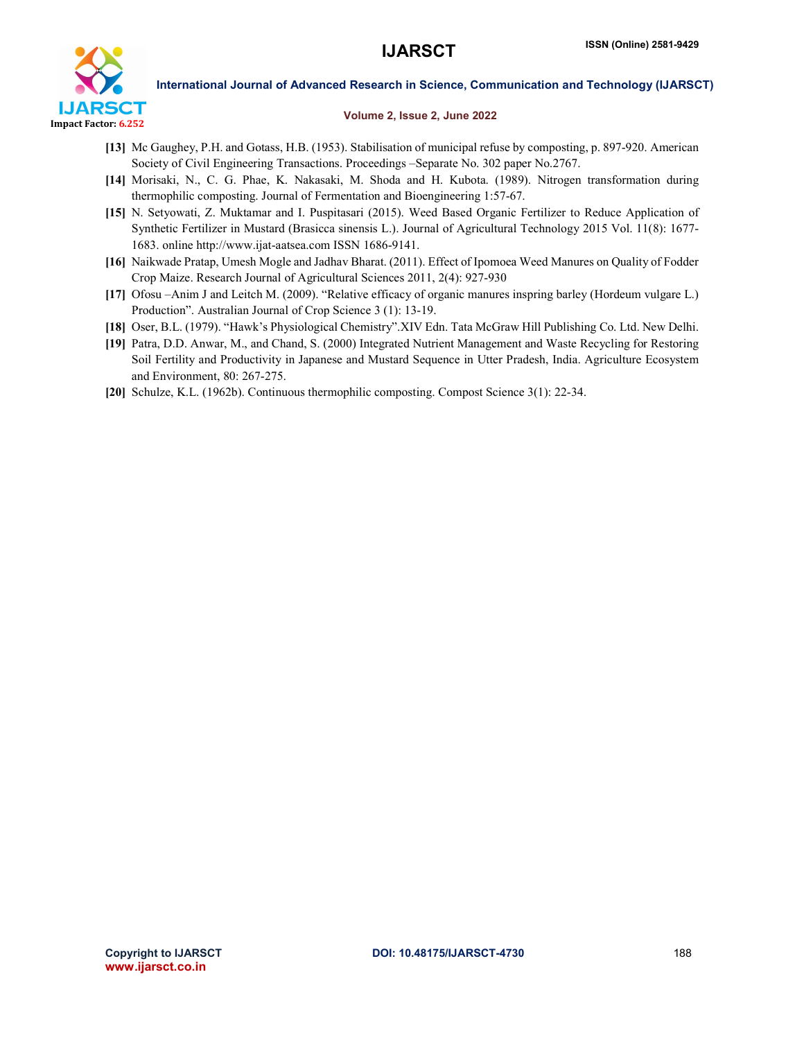**[13]** Mc Gaughey, P.H. and Gotass, H.B. (1953). Stabilisation of municipal refuse by composting, p. 897-920. American Society of Civil Engineering Transactions. Proceedings –Separate No. 302 paper No.2767.

**[14]** Morisaki, N., C. G. Phae, K. Nakasaki, M. Shoda and H. Kubota. (1989). Nitrogen transformation during thermophilic composting. Journal of Fermentation and Bioengineering 1:57-67.

**[15]** N. Setyowati, Z. Muktamar and I. Puspitasari (2015). Weed Based Organic Fertilizer to Reduce Application of Synthetic Fertilizer in Mustard (Brasicca sinensis L.). Journal of Agricultural Technology 2015 Vol. 11(8): 1677-1683. online http://www.ijat-aatsea.com ISSN 1686-9141.

**[16]** Naikwade Pratap, Umesh Mogle and Jadhav Bharat. (2011). Effect of Ipomoea Weed Manures on Quality of Fodder Crop Maize. Research Journal of Agricultural Sciences 2011, 2(4): 927-930

**[17]** Ofosu –Anim J and Leitch M. (2009). "Relative efficacy of organic manures inspring barley (Hordeum vulgare L.) Production". Australian Journal of Crop Science 3 (1): 13-19.

**[18]** Oser, B.L. (1979). "Hawk's Physiological Chemistry".XIV Edn. Tata McGraw Hill Publishing Co. Ltd. New Delhi.

**[19]** Patra, D.D. Anwar, M., and Chand, S. (2000) Integrated Nutrient Management and Waste Recycling for Restoring Soil Fertility and Productivity in Japanese and Mustard Sequence in Utter Pradesh, India. Agriculture Ecosystem and Environment, 80: 267-275.

**[20]** Schulze, K.L. (1962b). Continuous thermophilic composting. Compost Science 3(1): 22-34.